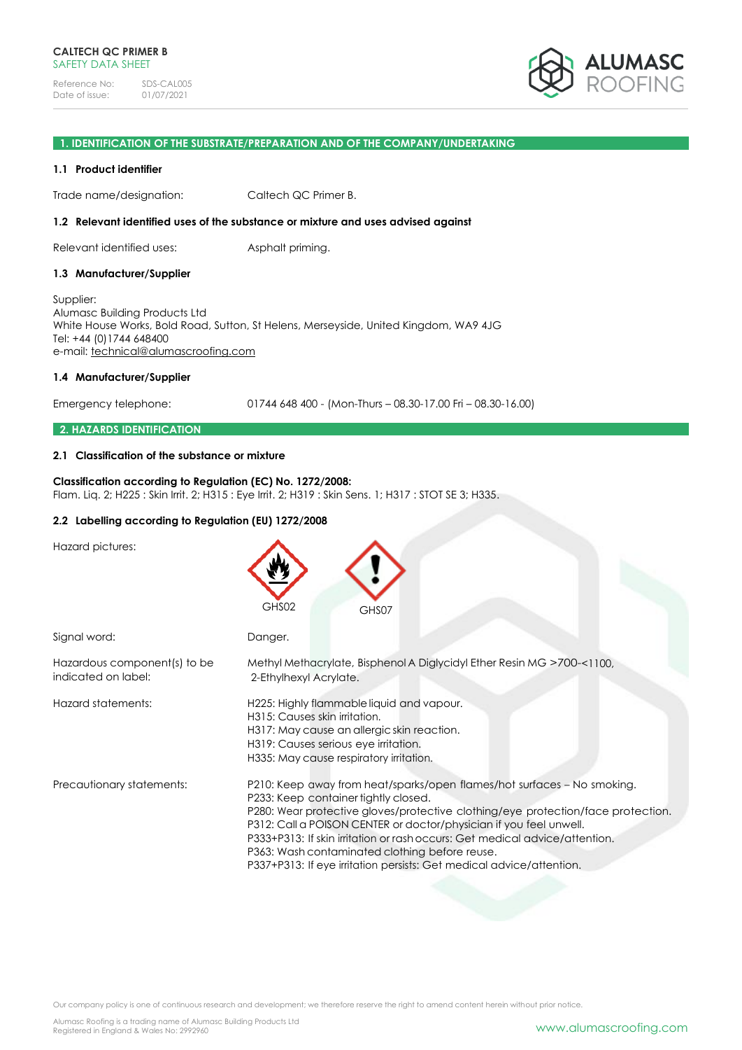**CALTECH QC PRIMER B**
SAFETY DATA SHEET

Reference No: SDS-CAL005
Date of issue: 01/07/2021

ALUMASC ROOFING

## 1. IDENTIFICATION OF THE SUBSTRATE/PREPARATION AND OF THE COMPANY/UNDERTAKING

### 1.1 Product identifier

Trade name/designation: Caltech QC Primer B.

### 1.2 Relevant identified uses of the substance or mixture and uses advised against

Relevant identified uses: Asphalt priming.

### 1.3 Manufacturer/Supplier

Supplier:
Alumasc Building Products Ltd
White House Works, Bold Road, Sutton, St Helens, Merseyside, United Kingdom, WA9 4JG
Tel: +44 (0)1744 648400
e-mail: technical@alumascroofing.com

### 1.4 Manufacturer/Supplier

Emergency telephone: 01744 648 400 - (Mon-Thurs – 08.30-17.00 Fri – 08.30-16.00)

## 2. HAZARDS IDENTIFICATION

### 2.1 Classification of the substance or mixture

**Classification according to Regulation (EC) No. 1272/2008:**
Flam. Liq. 2; H225 : Skin Irrit. 2; H315 : Eye Irrit. 2; H319 : Skin Sens. 1; H317 : STOT SE 3; H335.

### 2.2 Labelling according to Regulation (EU) 1272/2008

Hazard pictures: GHS02, GHS07

Signal word: Danger.

Hazardous component(s) to be indicated on label: Methyl Methacrylate, Bisphenol A Diglycidyl Ether Resin MG >700-<1100, 2-Ethylhexyl Acrylate.

Hazard statements:
H225: Highly flammable liquid and vapour.
H315: Causes skin irritation.
H317: May cause an allergic skin reaction.
H319: Causes serious eye irritation.
H335: May cause respiratory irritation.

Precautionary statements:
P210: Keep away from heat/sparks/open flames/hot surfaces – No smoking.
P233: Keep container tightly closed.
P280: Wear protective gloves/protective clothing/eye protection/face protection.
P312: Call a POISON CENTER or doctor/physician if you feel unwell.
P333+P313: If skin irritation or rash occurs: Get medical advice/attention.
P363: Wash contaminated clothing before reuse.
P337+P313: If eye irritation persists: Get medical advice/attention.

Our company policy is one of continuous research and development; we therefore reserve the right to amend content herein without prior notice.

Alumasc Roofing is a trading name of Alumasc Building Products Ltd
Registered in England & Wales No: 2992960

www.alumascroofing.com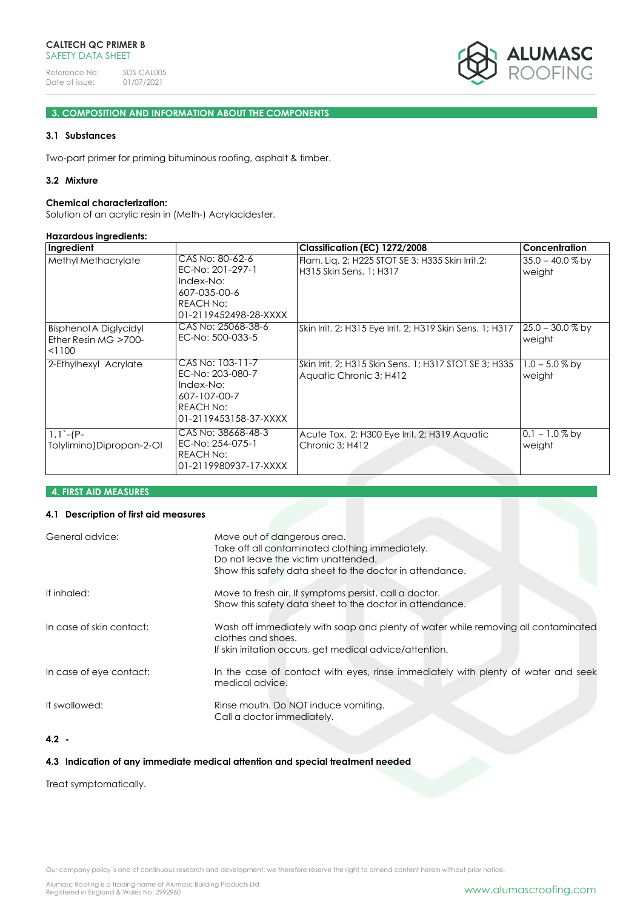## 3. COMPOSITION AND INFORMATION ABOUT THE COMPONENTS

### 3.1 Substances

Two-part primer for priming bituminous roofing, asphalt & timber.

### 3.2 Mixture

**Chemical characterization:**
Solution of an acrylic resin in (Meth-) Acrylacidester.

**Hazardous ingredients:**

| Ingredient | | Classification (EC) 1272/2008 | Concentration |
|---|---|---|---|
| Methyl Methacrylate | CAS No: 80-62-6<br>EC-No: 201-297-1<br>Index-No:<br>607-035-00-6<br>REACH No:<br>01-2119452498-28-XXXX | Flam. Liq. 2; H225 STOT SE 3; H335 Skin Irrit.2; H315 Skin Sens. 1; H317 | 35.0 – 40.0 % by weight |
| Bisphenol A Diglycidyl Ether Resin MG >700- <1100 | CAS No: 25068-38-6<br>EC-No: 500-033-5 | Skin Irrit. 2; H315 Eye Irrit. 2; H319 Skin Sens. 1; H317 | 25.0 – 30.0 % by weight |
| 2-Ethylhexyl Acrylate | CAS No: 103-11-7<br>EC-No: 203-080-7<br>Index-No:<br>607-107-00-7<br>REACH No:<br>01-2119453158-37-XXXX | Skin Irrit. 2; H315 Skin Sens. 1; H317 STOT SE 3; H335 Aquatic Chronic 3; H412 | 1.0 – 5.0 % by weight |
| 1,1`-(P-Tolylimino)Dipropan-2-Ol | CAS No: 38668-48-3<br>EC-No: 254-075-1<br>REACH No:<br>01-2119980937-17-XXXX | Acute Tox. 2; H300 Eye Irrit. 2; H319 Aquatic Chronic 3; H412 | 0.1 – 1.0 % by weight |

## 4. FIRST AID MEASURES

### 4.1 Description of first aid measures

General advice: Move out of dangerous area.
Take off all contaminated clothing immediately.
Do not leave the victim unattended.
Show this safety data sheet to the doctor in attendance.

If inhaled: Move to fresh air. If symptoms persist, call a doctor.
Show this safety data sheet to the doctor in attendance.

In case of skin contact: Wash off immediately with soap and plenty of water while removing all contaminated clothes and shoes.
If skin irritation occurs, get medical advice/attention.

In case of eye contact: In the case of contact with eyes, rinse immediately with plenty of water and seek medical advice.

If swallowed: Rinse mouth. Do NOT induce vomiting.
Call a doctor immediately.

### 4.2 -

### 4.3 Indication of any immediate medical attention and special treatment needed

Treat symptomatically.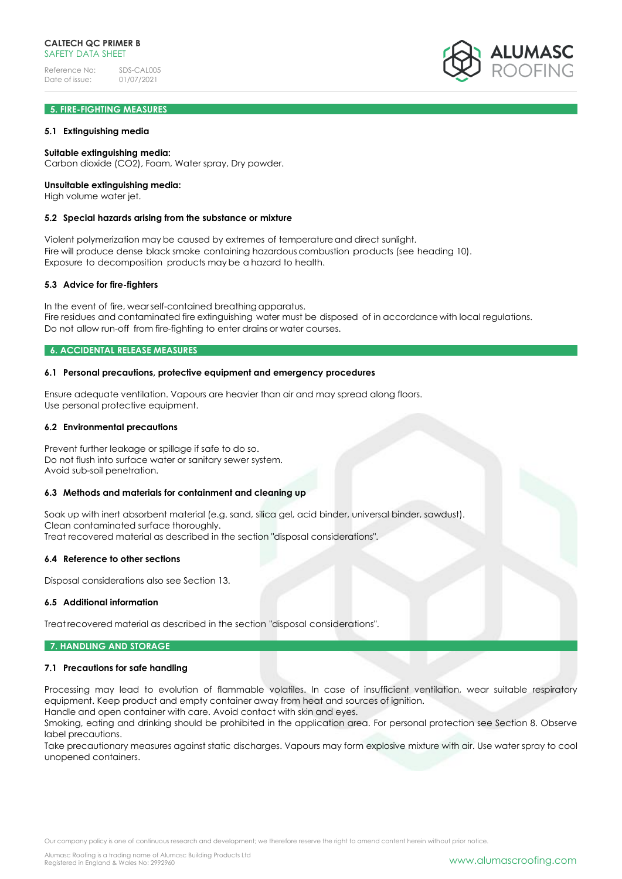## 5. FIRE-FIGHTING MEASURES

### 5.1 Extinguishing media

**Suitable extinguishing media:**
Carbon dioxide ($CO_2$), Foam, Water spray, Dry powder.

**Unsuitable extinguishing media:**
High volume water jet.

### 5.2 Special hazards arising from the substance or mixture

Violent polymerization may be caused by extremes of temperature and direct sunlight.
Fire will produce dense black smoke containing hazardous combustion products (see heading 10).
Exposure to decomposition products may be a hazard to health.

### 5.3 Advice for fire-fighters

In the event of fire, wear self-contained breathing apparatus.
Fire residues and contaminated fire extinguishing water must be disposed of in accordance with local regulations.
Do not allow run-off from fire-fighting to enter drains or water courses.

## 6. ACCIDENTAL RELEASE MEASURES

### 6.1 Personal precautions, protective equipment and emergency procedures

Ensure adequate ventilation. Vapours are heavier than air and may spread along floors.
Use personal protective equipment.

### 6.2 Environmental precautions

Prevent further leakage or spillage if safe to do so.
Do not flush into surface water or sanitary sewer system.
Avoid sub-soil penetration.

### 6.3 Methods and materials for containment and cleaning up

Soak up with inert absorbent material (e.g. sand, silica gel, acid binder, universal binder, sawdust).
Clean contaminated surface thoroughly.
Treat recovered material as described in the section "disposal considerations".

### 6.4 Reference to other sections

Disposal considerations also see Section 13.

### 6.5 Additional information

Treat recovered material as described in the section "disposal considerations".

## 7. HANDLING AND STORAGE

### 7.1 Precautions for safe handling

Processing may lead to evolution of flammable volatiles. In case of insufficient ventilation, wear suitable respiratory equipment. Keep product and empty container away from heat and sources of ignition.
Handle and open container with care. Avoid contact with skin and eyes.
Smoking, eating and drinking should be prohibited in the application area. For personal protection see Section 8. Observe label precautions.
Take precautionary measures against static discharges. Vapours may form explosive mixture with air. Use water spray to cool unopened containers.

Our company policy is one of continuous research and development; we therefore reserve the right to amend content herein without prior notice.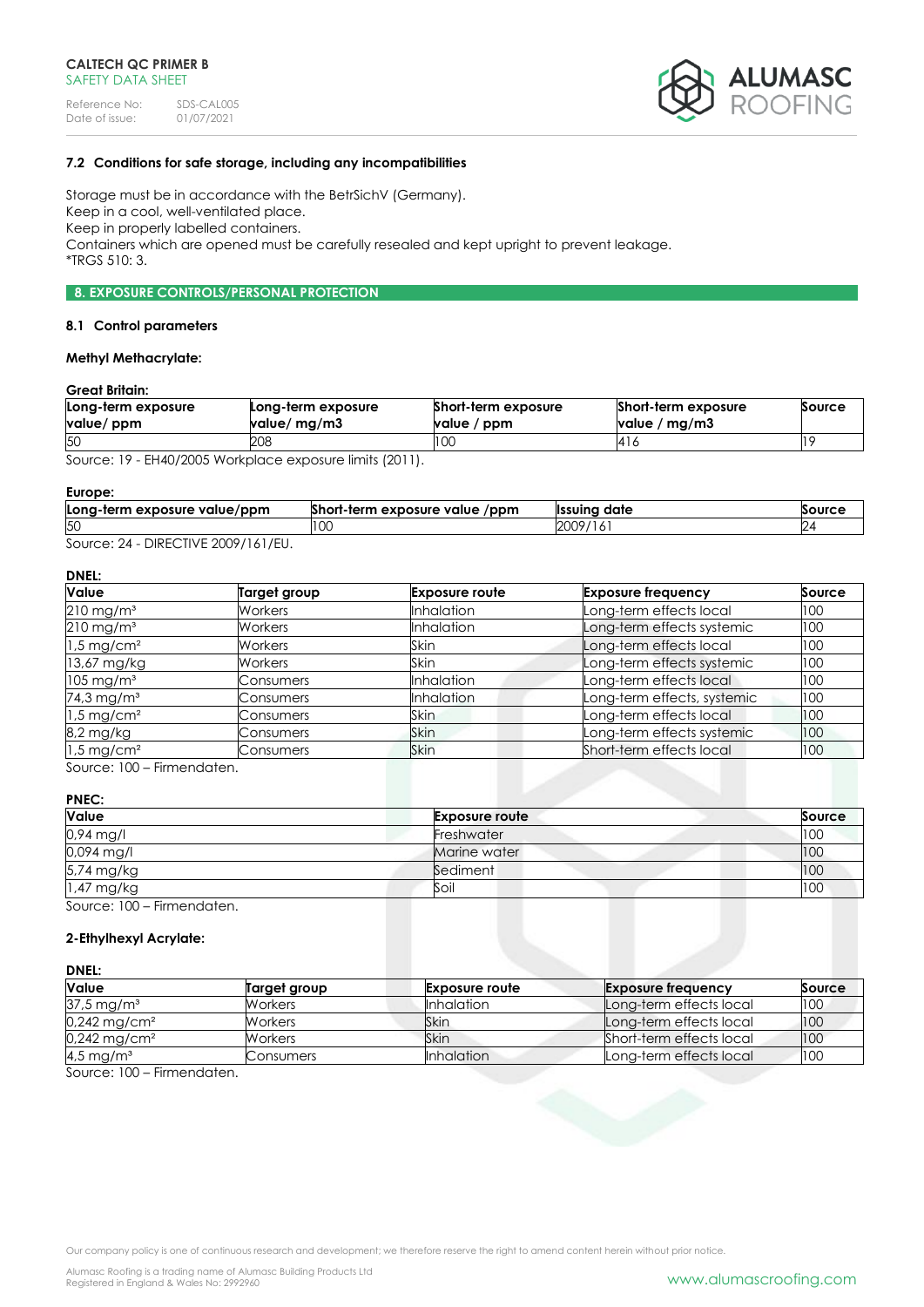### 7.2 Conditions for safe storage, including any incompatibilities

Storage must be in accordance with the BetrSichV (Germany).
Keep in a cool, well-ventilated place.
Keep in properly labelled containers.
Containers which are opened must be carefully resealed and kept upright to prevent leakage.
*TRGS 510: 3.

## 8. EXPOSURE CONTROLS/PERSONAL PROTECTION

### 8.1 Control parameters

**Methyl Methacrylate:**

**Great Britain:**

| Long-term exposure value/ ppm | Long-term exposure value/ mg/m3 | Short-term exposure value / ppm | Short-term exposure value / mg/m3 | Source |
|---|---|---|---|---|
| 50 | 208 | 100 | 416 | 19 |

Source: 19 - EH40/2005 Workplace exposure limits (2011).

**Europe:**

| Long-term exposure value/ppm | Short-term exposure value /ppm | Issuing date | Source |
|---|---|---|---|
| 50 | 100 | 2009/161 | 24 |

Source: 24 - DIRECTIVE 2009/161/EU.

**DNEL:**

| Value | Target group | Exposure route | Exposure frequency | Source |
|---|---|---|---|---|
| 210 mg/m³ | Workers | Inhalation | Long-term effects local | 100 |
| 210 mg/m³ | Workers | Inhalation | Long-term effects systemic | 100 |
| 1,5 mg/cm² | Workers | Skin | Long-term effects local | 100 |
| 13,67 mg/kg | Workers | Skin | Long-term effects systemic | 100 |
| 105 mg/m³ | Consumers | Inhalation | Long-term effects local | 100 |
| 74,3 mg/m³ | Consumers | Inhalation | Long-term effects, systemic | 100 |
| 1,5 mg/cm² | Consumers | Skin | Long-term effects local | 100 |
| 8,2 mg/kg | Consumers | Skin | Long-term effects systemic | 100 |
| 1,5 mg/cm² | Consumers | Skin | Short-term effects local | 100 |

Source: 100 – Firmendaten.

**PNEC:**

| Value | Exposure route | Source |
|---|---|---|
| 0,94 mg/l | Freshwater | 100 |
| 0,094 mg/l | Marine water | 100 |
| 5,74 mg/kg | Sediment | 100 |
| 1,47 mg/kg | Soil | 100 |

Source: 100 – Firmendaten.

**2-Ethylhexyl Acrylate:**

**DNEL:**

| Value | Target group | Exposure route | Exposure frequency | Source |
|---|---|---|---|---|
| 37,5 mg/m³ | Workers | Inhalation | Long-term effects local | 100 |
| 0,242 mg/cm² | Workers | Skin | Long-term effects local | 100 |
| 0,242 mg/cm² | Workers | Skin | Short-term effects local | 100 |
| 4,5 mg/m³ | Consumers | Inhalation | Long-term effects local | 100 |

Source: 100 – Firmendaten.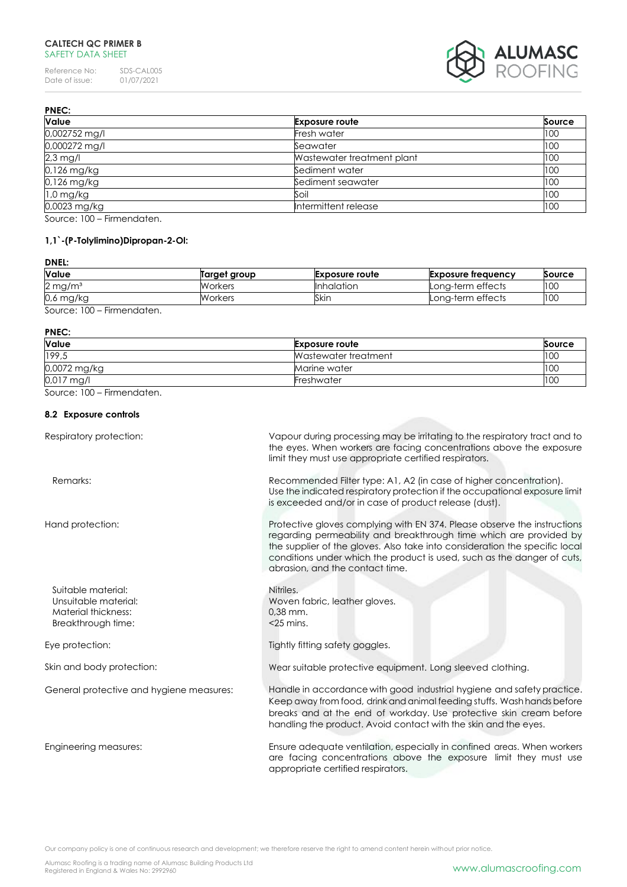**PNEC:**

| Value | Exposure route | Source |
|---|---|---|
| 0,002752 mg/l | Fresh water | 100 |
| 0,000272 mg/l | Seawater | 100 |
| 2,3 mg/l | Wastewater treatment plant | 100 |
| 0,126 mg/kg | Sediment water | 100 |
| 0,126 mg/kg | Sediment seawater | 100 |
| 1,0 mg/kg | Soil | 100 |
| 0,0023 mg/kg | Intermittent release | 100 |

Source: 100 – Firmendaten.

**1,1`-(P-Tolylimino)Dipropan-2-Ol:**

**DNEL:**

| Value | Target group | Exposure route | Exposure frequency | Source |
|---|---|---|---|---|
| 2 mg/m³ | Workers | Inhalation | Long-term effects | 100 |
| 0,6 mg/kg | Workers | Skin | Long-term effects | 100 |

Source: 100 – Firmendaten.

**PNEC:**

| Value | Exposure route | Source |
|---|---|---|
| 199,5 | Wastewater treatment | 100 |
| 0,0072 mg/kg | Marine water | 100 |
| 0,017 mg/l | Freshwater | 100 |

Source: 100 – Firmendaten.

#### 8.2 Exposure controls

Respiratory protection: Vapour during processing may be irritating to the respiratory tract and to the eyes. When workers are facing concentrations above the exposure limit they must use appropriate certified respirators.

Remarks: Recommended Filter type: A1, A2 (in case of higher concentration). Use the indicated respiratory protection if the occupational exposure limit is exceeded and/or in case of product release (dust).

Hand protection: Protective gloves complying with EN 374. Please observe the instructions regarding permeability and breakthrough time which are provided by the supplier of the gloves. Also take into consideration the specific local conditions under which the product is used, such as the danger of cuts, abrasion, and the contact time.

Suitable material: Nitriles.
Unsuitable material: Woven fabric, leather gloves.
Material thickness: 0,38 mm.
Breakthrough time: <25 mins.

Eye protection: Tightly fitting safety goggles.

Skin and body protection: Wear suitable protective equipment. Long sleeved clothing.

General protective and hygiene measures: Handle in accordance with good industrial hygiene and safety practice. Keep away from food, drink and animal feeding stuffs. Wash hands before breaks and at the end of workday. Use protective skin cream before handling the product. Avoid contact with the skin and the eyes.

Engineering measures: Ensure adequate ventilation, especially in confined areas. When workers are facing concentrations above the exposure limit they must use appropriate certified respirators.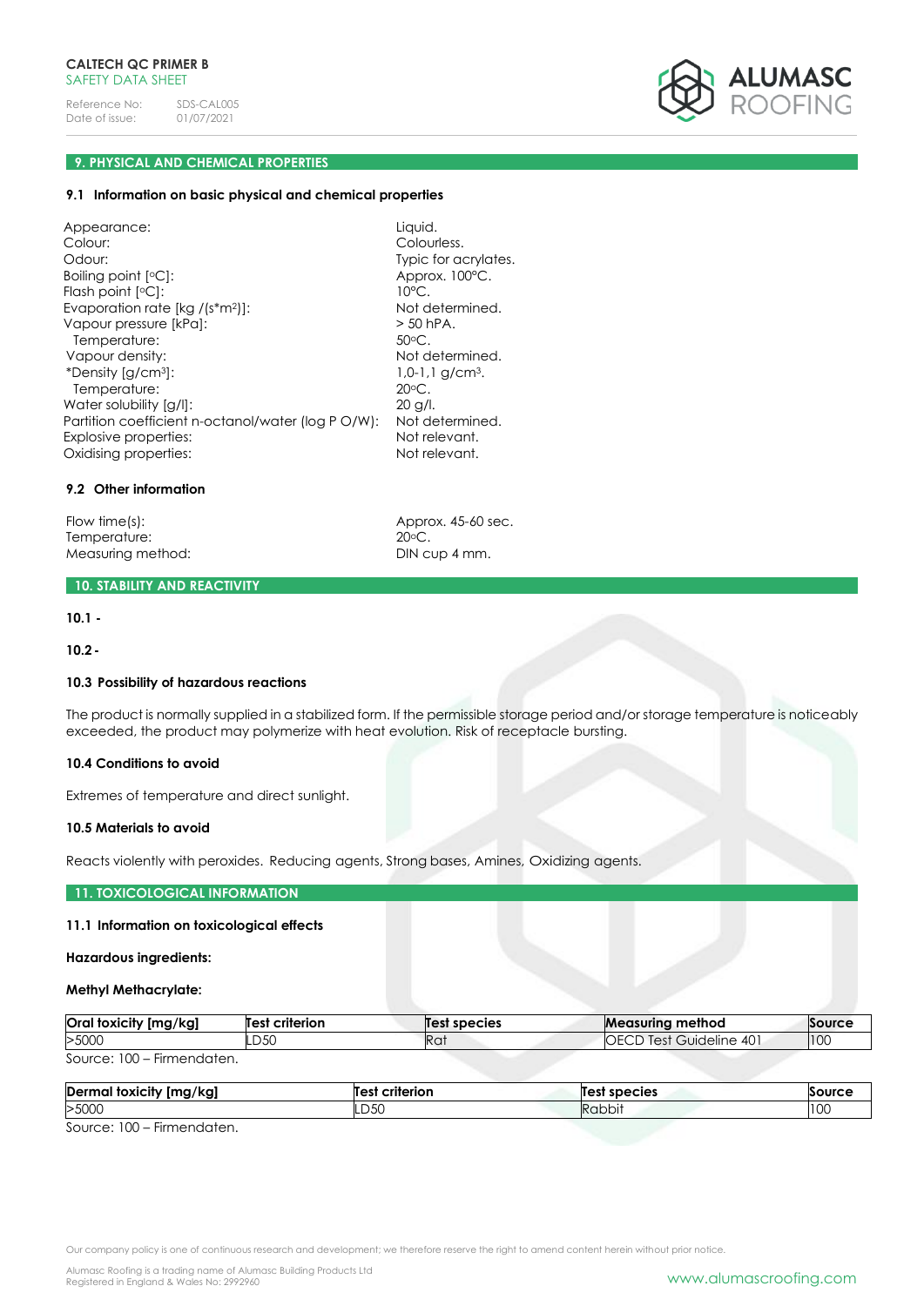## 9. PHYSICAL AND CHEMICAL PROPERTIES

### 9.1 Information on basic physical and chemical properties

| | |
|---|---|
| Appearance: | Liquid. |
| Colour: | Colourless. |
| Odour: | Typic for acrylates. |
| Boiling point [°C]: | Approx. 100°C. |
| Flash point [°C]: | 10°C. |
| Evaporation rate [kg /(s*m²)]: | Not determined. |
| Vapour pressure [kPa]: | > 50 hPA. |
| Temperature: | 50°C. |
| Vapour density: | Not determined. |
| *Density [g/cm³]: | 1,0-1,1 g/cm³. |
| Temperature: | 20°C. |
| Water solubility [g/l]: | 20 g/l. |
| Partition coefficient n-octanol/water (log P O/W): | Not determined. |
| Explosive properties: | Not relevant. |
| Oxidising properties: | Not relevant. |

### 9.2 Other information

| | |
|---|---|
| Flow time(s): | Approx. 45-60 sec. |
| Temperature: | 20°C. |
| Measuring method: | DIN cup 4 mm. |

## 10. STABILITY AND REACTIVITY

**10.1 -**

**10.2 -**

### 10.3 Possibility of hazardous reactions

The product is normally supplied in a stabilized form. If the permissible storage period and/or storage temperature is noticeably exceeded, the product may polymerize with heat evolution. Risk of receptacle bursting.

### 10.4 Conditions to avoid

Extremes of temperature and direct sunlight.

### 10.5 Materials to avoid

Reacts violently with peroxides. Reducing agents, Strong bases, Amines, Oxidizing agents.

## 11. TOXICOLOGICAL INFORMATION

### 11.1 Information on toxicological effects

**Hazardous ingredients:**

**Methyl Methacrylate:**

| Oral toxicity [mg/kg] | Test criterion | Test species | Measuring method | Source |
|---|---|---|---|---|
| >5000 | LD50 | Rat | OECD Test Guideline 401 | 100 |

Source: 100 – Firmendaten.

| Dermal toxicity [mg/kg] | Test criterion | Test species | Source |
|---|---|---|---|
| >5000 | LD50 | Rabbit | 100 |

Source: 100 – Firmendaten.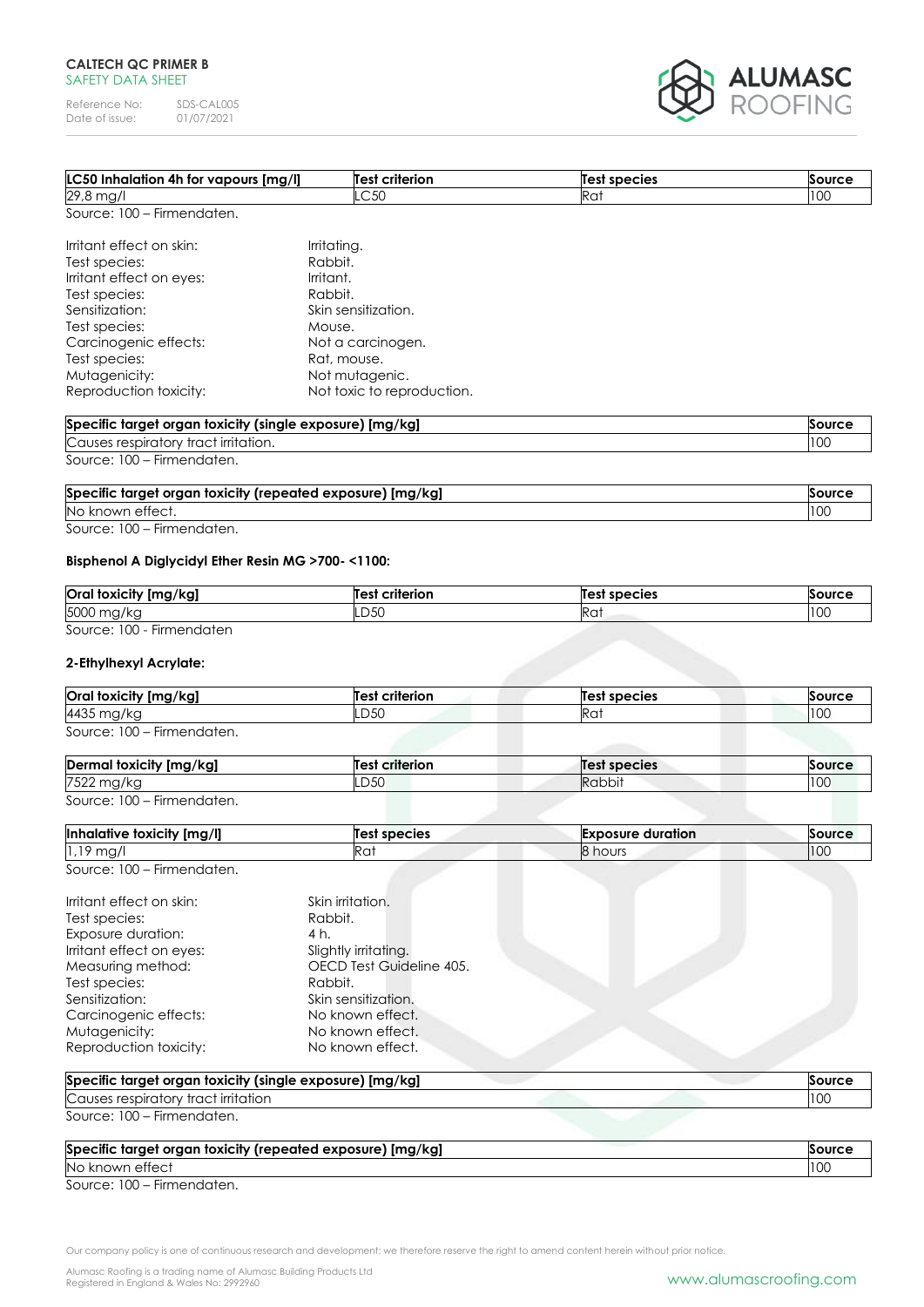| LC50 Inhalation 4h for vapours [mg/l] | Test criterion | Test species | Source |
|---|---|---|---|
| 29,8 mg/l | LC50 | Rat | 100 |

Source: 100 – Firmendaten.

Irritant effect on skin: Irritating.
Test species: Rabbit.
Irritant effect on eyes: Irritant.
Test species: Rabbit.
Sensitization: Skin sensitization.
Test species: Mouse.
Carcinogenic effects: Not a carcinogen.
Test species: Rat, mouse.
Mutagenicity: Not mutagenic.
Reproduction toxicity: Not toxic to reproduction.

| Specific target organ toxicity (single exposure) [mg/kg] | Source |
|---|---|
| Causes respiratory tract irritation. | 100 |

Source: 100 – Firmendaten.

| Specific target organ toxicity (repeated exposure) [mg/kg] | Source |
|---|---|
| No known effect. | 100 |

Source: 100 – Firmendaten.

**Bisphenol A Diglycidyl Ether Resin MG >700- <1100:**

| Oral toxicity [mg/kg] | Test criterion | Test species | Source |
|---|---|---|---|
| 5000 mg/kg | LD50 | Rat | 100 |

Source: 100 - Firmendaten

**2-Ethylhexyl Acrylate:**

| Oral toxicity [mg/kg] | Test criterion | Test species | Source |
|---|---|---|---|
| 4435 mg/kg | LD50 | Rat | 100 |

Source: 100 – Firmendaten.

| Dermal toxicity [mg/kg] | Test criterion | Test species | Source |
|---|---|---|---|
| 7522 mg/kg | LD50 | Rabbit | 100 |

Source: 100 – Firmendaten.

| Inhalative toxicity [mg/l] | Test species | Exposure duration | Source |
|---|---|---|---|
| 1,19 mg/l | Rat | 8 hours | 100 |

Source: 100 – Firmendaten.

Irritant effect on skin: Skin irritation.
Test species: Rabbit.
Exposure duration: 4 h.
Irritant effect on eyes: Slightly irritating.
Measuring method: OECD Test Guideline 405.
Test species: Rabbit.
Sensitization: Skin sensitization.
Carcinogenic effects: No known effect.
Mutagenicity: No known effect.
Reproduction toxicity: No known effect.

| Specific target organ toxicity (single exposure) [mg/kg] | Source |
|---|---|
| Causes respiratory tract irritation | 100 |

Source: 100 – Firmendaten.

| Specific target organ toxicity (repeated exposure) [mg/kg] | Source |
|---|---|
| No known effect | 100 |

Source: 100 – Firmendaten.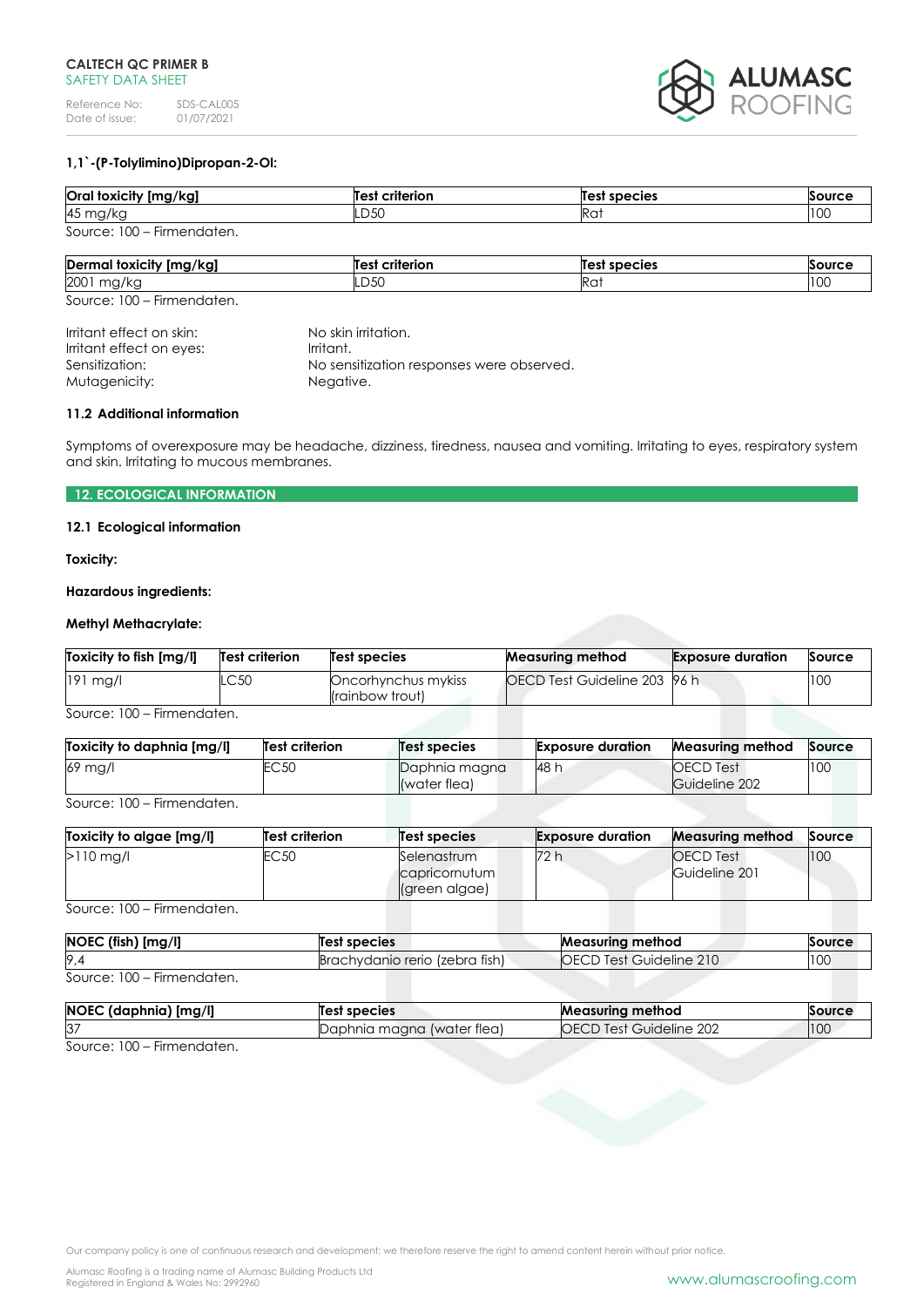**1,1`-(P-Tolylimino)Dipropan-2-Ol:**

| Oral toxicity [mg/kg] | Test criterion | Test species | Source |
|---|---|---|---|
| 45 mg/kg | LD50 | Rat | 100 |

Source: 100 – Firmendaten.

| Dermal toxicity [mg/kg] | Test criterion | Test species | Source |
|---|---|---|---|
| 2001 mg/kg | LD50 | Rat | 100 |

Source: 100 – Firmendaten.

Irritant effect on skin: No skin irritation.
Irritant effect on eyes: Irritant.
Sensitization: No sensitization responses were observed.
Mutagenicity: Negative.

### 11.2 Additional information

Symptoms of overexposure may be headache, dizziness, tiredness, nausea and vomiting. Irritating to eyes, respiratory system and skin. Irritating to mucous membranes.

## 12. ECOLOGICAL INFORMATION

### 12.1 Ecological information

**Toxicity:**

**Hazardous ingredients:**

**Methyl Methacrylate:**

| Toxicity to fish [mg/l] | Test criterion | Test species | Measuring method | Exposure duration | Source |
|---|---|---|---|---|---|
| 191 mg/l | LC50 | Oncorhynchus mykiss (rainbow trout) | OECD Test Guideline 203 | 96 h | 100 |

Source: 100 – Firmendaten.

| Toxicity to daphnia [mg/l] | Test criterion | Test species | Exposure duration | Measuring method | Source |
|---|---|---|---|---|---|
| 69 mg/l | EC50 | Daphnia magna (water flea) | 48 h | OECD Test Guideline 202 | 100 |

Source: 100 – Firmendaten.

| Toxicity to algae [mg/l] | Test criterion | Test species | Exposure duration | Measuring method | Source |
|---|---|---|---|---|---|
| >110 mg/l | EC50 | Selenastrum capricornutum (green algae) | 72 h | OECD Test Guideline 201 | 100 |

Source: 100 – Firmendaten.

| NOEC (fish) [mg/l] | Test species | Measuring method | Source |
|---|---|---|---|
| 9,4 | Brachydanio rerio (zebra fish) | OECD Test Guideline 210 | 100 |

Source: 100 – Firmendaten.

| NOEC (daphnia) [mg/l] | Test species | Measuring method | Source |
|---|---|---|---|
| 37 | Daphnia magna (water flea) | OECD Test Guideline 202 | 100 |

Source: 100 – Firmendaten.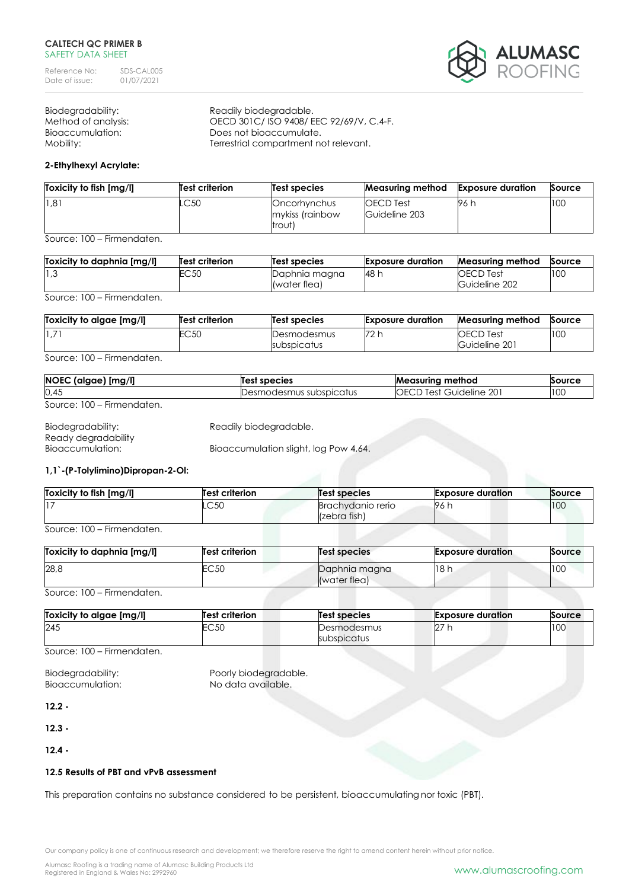| | |
|---|---|
| Biodegradability: | Readily biodegradable. |
| Method of analysis: | OECD 301C/ ISO 9408/ EEC 92/69/V, C.4-F. |
| Bioaccumulation: | Does not bioaccumulate. |
| Mobility: | Terrestrial compartment not relevant. |

**2-Ethylhexyl Acrylate:**

| Toxicity to fish [mg/l] | Test criterion | Test species | Measuring method | Exposure duration | Source |
|---|---|---|---|---|---|
| 1,81 | LC50 | Oncorhynchus mykiss (rainbow trout) | OECD Test Guideline 203 | 96 h | 100 |

Source: 100 – Firmendaten.

| Toxicity to daphnia [mg/l] | Test criterion | Test species | Exposure duration | Measuring method | Source |
|---|---|---|---|---|---|
| 1,3 | EC50 | Daphnia magna (water flea) | 48 h | OECD Test Guideline 202 | 100 |

Source: 100 – Firmendaten.

| Toxicity to algae [mg/l] | Test criterion | Test species | Exposure duration | Measuring method | Source |
|---|---|---|---|---|---|
| 1,71 | EC50 | Desmodesmus subspicatus | 72 h | OECD Test Guideline 201 | 100 |

Source: 100 – Firmendaten.

| NOEC (algae) [mg/l] | Test species | Measuring method | Source |
|---|---|---|---|
| 0,45 | Desmodesmus subspicatus | OECD Test Guideline 201 | 100 |

Source: 100 – Firmendaten.

| | |
|---|---|
| Biodegradability: | Readily biodegradable. |
| Ready degradability | |
| Bioaccumulation: | Bioaccumulation slight, log Pow 4,64. |

**1,1`-(P-Tolylimino)Dipropan-2-Ol:**

| Toxicity to fish [mg/l] | Test criterion | Test species | Exposure duration | Source |
|---|---|---|---|---|
| 17 | LC50 | Brachydanio rerio (zebra fish) | 96 h | 100 |

Source: 100 – Firmendaten.

| Toxicity to daphnia [mg/l] | Test criterion | Test species | Exposure duration | Source |
|---|---|---|---|---|
| 28,8 | EC50 | Daphnia magna (water flea) | 18 h | 100 |

Source: 100 – Firmendaten.

| Toxicity to algae [mg/l] | Test criterion | Test species | Exposure duration | Source |
|---|---|---|---|---|
| 245 | EC50 | Desmodesmus subspicatus | 27 h | 100 |

Source: 100 – Firmendaten.

| | |
|---|---|
| Biodegradability: | Poorly biodegradable. |
| Bioaccumulation: | No data available. |

**12.2 -**

**12.3 -**

**12.4 -**

**12.5 Results of PBT and vPvB assessment**

This preparation contains no substance considered to be persistent, bioaccumulating nor toxic (PBT).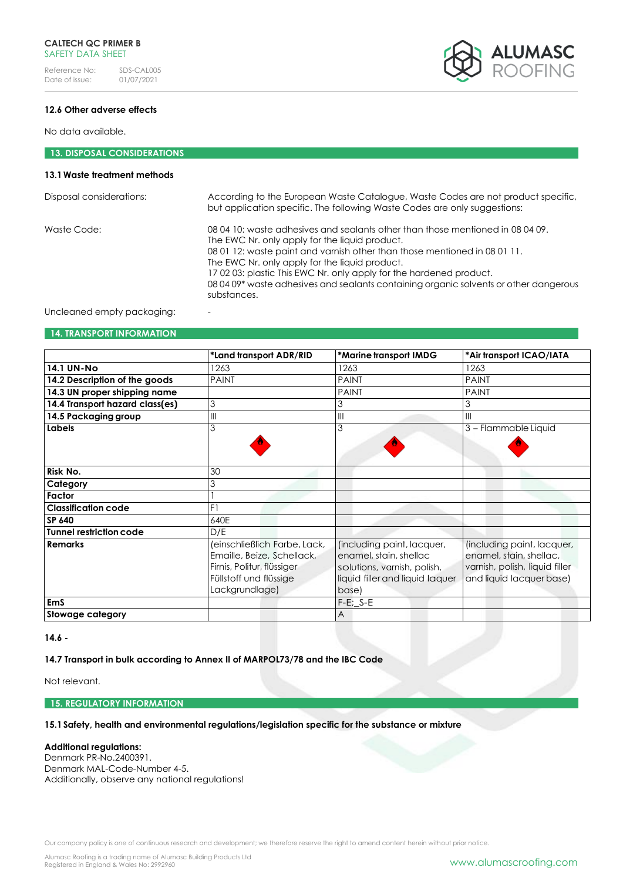### 12.6 Other adverse effects

No data available.

## 13. DISPOSAL CONSIDERATIONS

### 13.1 Waste treatment methods

Disposal considerations: According to the European Waste Catalogue, Waste Codes are not product specific, but application specific. The following Waste Codes are only suggestions:

Waste Code:
08 04 10: waste adhesives and sealants other than those mentioned in 08 04 09.
The EWC Nr. only apply for the liquid product.
08 01 12: waste paint and varnish other than those mentioned in 08 01 11.
The EWC Nr. only apply for the liquid product.
17 02 03: plastic This EWC Nr. only apply for the hardened product.
08 04 09* waste adhesives and sealants containing organic solvents or other dangerous substances.

Uncleaned empty packaging: -

## 14. TRANSPORT INFORMATION

| | *Land transport ADR/RID | *Marine transport IMDG | *Air transport ICAO/IATA |
|---|---|---|---|
| **14.1 UN-No** | 1263 | 1263 | 1263 |
| **14.2 Description of the goods** | PAINT | PAINT | PAINT |
| **14.3 UN proper shipping name** | | PAINT | PAINT |
| **14.4 Transport hazard class(es)** | 3 | 3 | 3 |
| **14.5 Packaging group** | III | III | III |
| **Labels** | 3 | 3 | 3 – Flammable Liquid |
| **Risk No.** | 30 | | |
| **Category** | 3 | | |
| **Factor** | 1 | | |
| **Classification code** | F1 | | |
| **SP 640** | 640E | | |
| **Tunnel restriction code** | D/E | | |
| **Remarks** | (einschließlich Farbe, Lack, Emaille, Beize, Schellack, Firnis, Politur, flüssiger Füllstoff und flüssige Lackgrundlage) | (including paint, lacquer, enamel, stain, shellac solutions, varnish, polish, liquid filler and liquid laquer base) | (including paint, lacquer, enamel, stain, shellac, varnish, polish, liquid filler and liquid lacquer base) |
| **EmS** | | F-E;_S-E | |
| **Stowage category** | | A | |

**14.6 -**

### 14.7 Transport in bulk according to Annex II of MARPOL73/78 and the IBC Code

Not relevant.

## 15. REGULATORY INFORMATION

### 15.1 Safety, health and environmental regulations/legislation specific for the substance or mixture

**Additional regulations:**
Denmark PR-No.2400391.
Denmark MAL-Code-Number 4-5.
Additionally, observe any national regulations!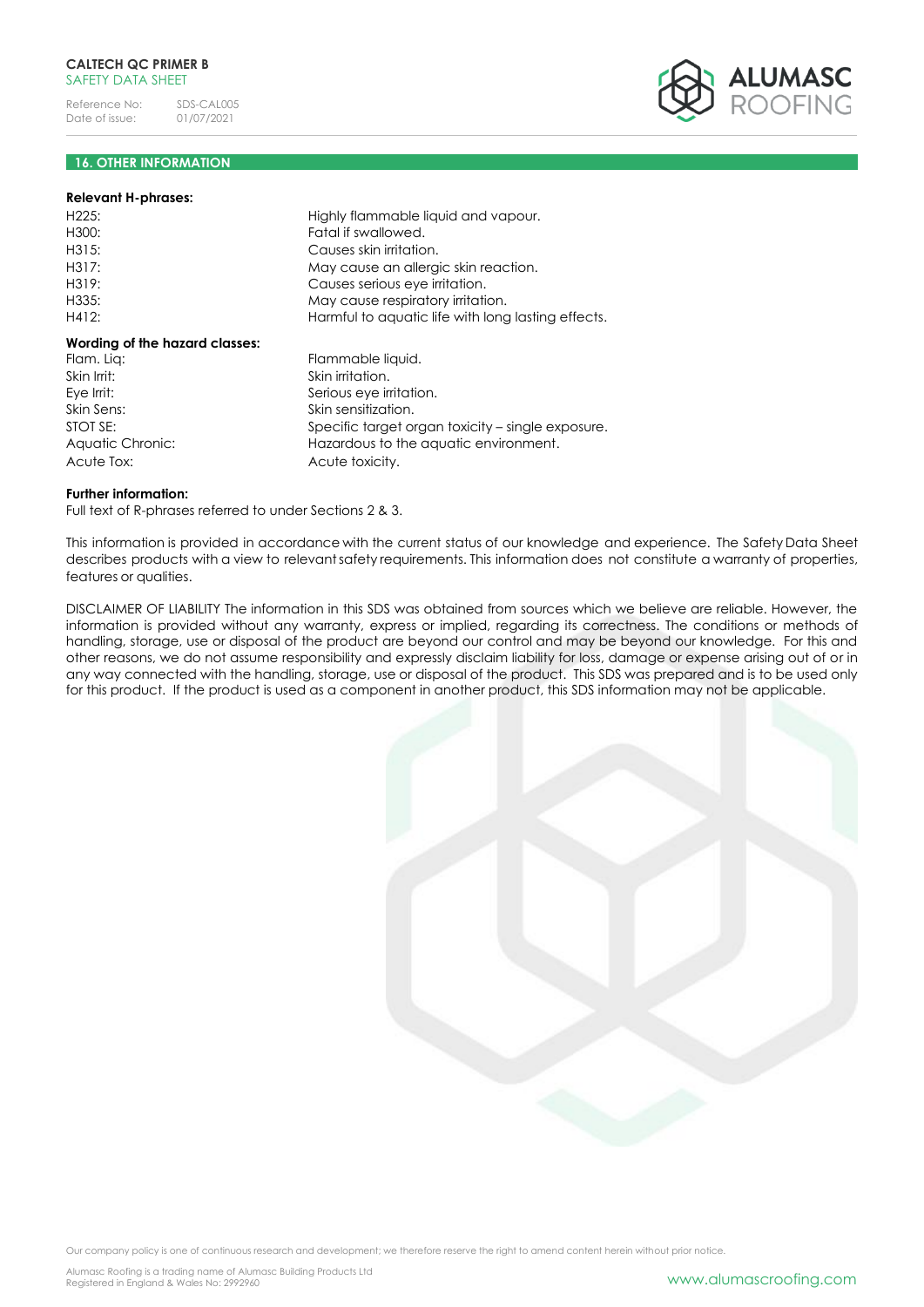## 16. OTHER INFORMATION

**Relevant H-phrases:**

| | |
|---|---|
| H225: | Highly flammable liquid and vapour. |
| H300: | Fatal if swallowed. |
| H315: | Causes skin irritation. |
| H317: | May cause an allergic skin reaction. |
| H319: | Causes serious eye irritation. |
| H335: | May cause respiratory irritation. |
| H412: | Harmful to aquatic life with long lasting effects. |

**Wording of the hazard classes:**

| | |
|---|---|
| Flam. Liq: | Flammable liquid. |
| Skin Irrit: | Skin irritation. |
| Eye Irrit: | Serious eye irritation. |
| Skin Sens: | Skin sensitization. |
| STOT SE: | Specific target organ toxicity – single exposure. |
| Aquatic Chronic: | Hazardous to the aquatic environment. |
| Acute Tox: | Acute toxicity. |

**Further information:**
Full text of R-phrases referred to under Sections 2 & 3.

This information is provided in accordance with the current status of our knowledge and experience. The Safety Data Sheet describes products with a view to relevant safety requirements. This information does not constitute a warranty of properties, features or qualities.

DISCLAIMER OF LIABILITY The information in this SDS was obtained from sources which we believe are reliable. However, the information is provided without any warranty, express or implied, regarding its correctness. The conditions or methods of handling, storage, use or disposal of the product are beyond our control and may be beyond our knowledge. For this and other reasons, we do not assume responsibility and expressly disclaim liability for loss, damage or expense arising out of or in any way connected with the handling, storage, use or disposal of the product. This SDS was prepared and is to be used only for this product. If the product is used as a component in another product, this SDS information may not be applicable.